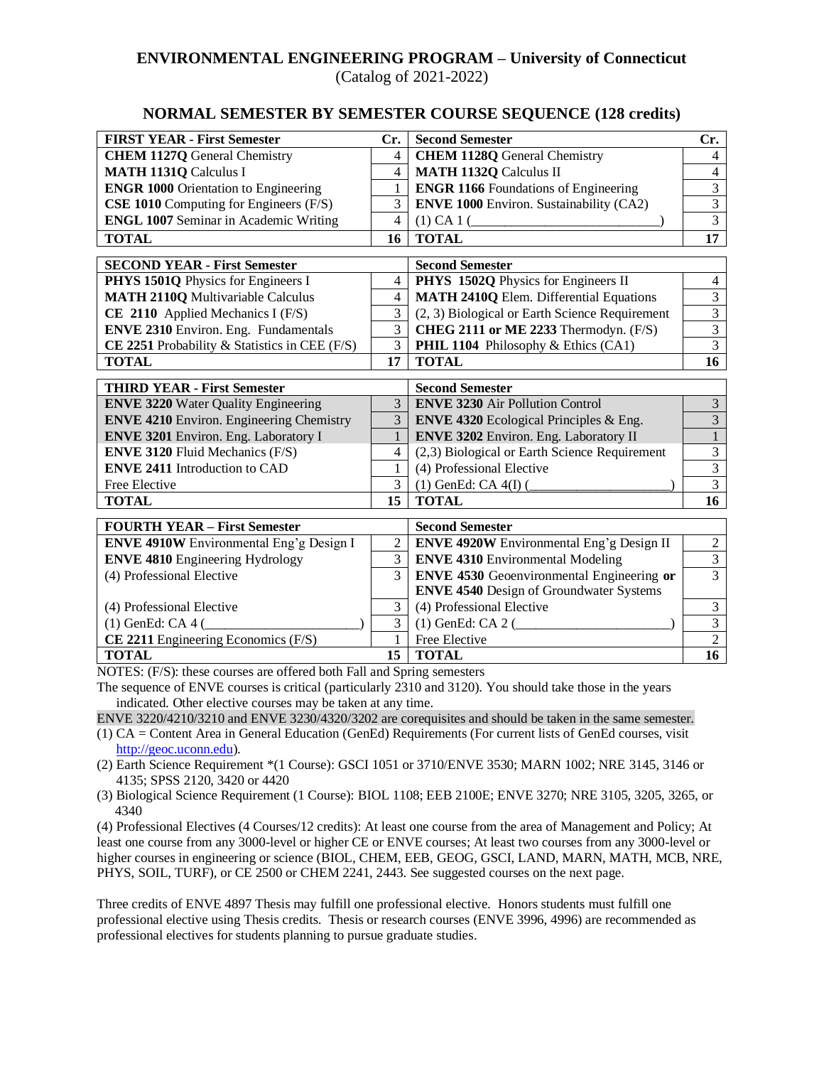# ENVIRONMENTAL ENGINEERING PROGRAM – University of Connecticut

(Catalog of 2021-2022)

## NORMAL SEMESTER BY SEMESTER COURSE SEQUENCE (128 credits)

| FIRST YEAR - First Semester | Cr. | Second Semester | Cr. |
|---|---|---|---|
| **CHEM 1127Q** General Chemistry | 4 | **CHEM 1128Q** General Chemistry | 4 |
| **MATH 1131Q** Calculus I | 4 | **MATH 1132Q** Calculus II | 4 |
| **ENGR 1000** Orientation to Engineering | 1 | **ENGR 1166** Foundations of Engineering | 3 |
| **CSE 1010** Computing for Engineers (F/S) | 3 | **ENVE 1000** Environ. Sustainability (CA2) | 3 |
| **ENGL 1007** Seminar in Academic Writing | 4 | (1) CA 1 (\_\_\_\_\_\_\_\_\_\_\_\_\_\_\_\_\_\_\_\_\_\_\_\_\_\_) | 3 |
| **TOTAL** | **16** | **TOTAL** | **17** |

| SECOND YEAR - First Semester | | Second Semester | |
|---|---|---|---|
| **PHYS 1501Q** Physics for Engineers I | 4 | **PHYS 1502Q** Physics for Engineers II | 4 |
| **MATH 2110Q** Multivariable Calculus | 4 | **MATH 2410Q** Elem. Differential Equations | 3 |
| **CE 2110** Applied Mechanics I (F/S) | 3 | (2, 3) Biological or Earth Science Requirement | 3 |
| **ENVE 2310** Environ. Eng. Fundamentals | 3 | **CHEG 2111 or ME 2233** Thermodyn. (F/S) | 3 |
| **CE 2251** Probability & Statistics in CEE (F/S) | 3 | **PHIL 1104** Philosophy & Ethics (CA1) | 3 |
| **TOTAL** | **17** | **TOTAL** | **16** |

| THIRD YEAR - First Semester | | Second Semester | |
|---|---|---|---|
| **ENVE 3220** Water Quality Engineering | 3 | **ENVE 3230** Air Pollution Control | 3 |
| **ENVE 4210** Environ. Engineering Chemistry | 3 | **ENVE 4320** Ecological Principles & Eng. | 3 |
| **ENVE 3201** Environ. Eng. Laboratory I | 1 | **ENVE 3202** Environ. Eng. Laboratory II | 1 |
| **ENVE 3120** Fluid Mechanics (F/S) | 4 | (2,3) Biological or Earth Science Requirement | 3 |
| **ENVE 2411** Introduction to CAD | 1 | (4) Professional Elective | 3 |
| Free Elective | 3 | (1) GenEd: CA 4(I) (\_\_\_\_\_\_\_\_\_\_\_\_\_\_\_\_\_\_\_\_) | 3 |
| **TOTAL** | **15** | **TOTAL** | **16** |

| FOURTH YEAR – First Semester | | Second Semester | |
|---|---|---|---|
| **ENVE 4910W** Environmental Eng'g Design I | 2 | **ENVE 4920W** Environmental Eng'g Design II | 2 |
| **ENVE 4810** Engineering Hydrology | 3 | **ENVE 4310** Environmental Modeling | 3 |
| (4) Professional Elective | 3 | **ENVE 4530** Geoenvironmental Engineering **or** **ENVE 4540** Design of Groundwater Systems | 3 |
| (4) Professional Elective | 3 | (4) Professional Elective | 3 |
| (1) GenEd: CA 4 (\_\_\_\_\_\_\_\_\_\_\_\_\_\_\_\_\_\_\_\_\_\_) | 3 | (1) GenEd: CA 2 (\_\_\_\_\_\_\_\_\_\_\_\_\_\_\_\_\_\_\_\_\_\_) | 3 |
| **CE 2211** Engineering Economics (F/S) | 1 | Free Elective | 2 |
| **TOTAL** | **15** | **TOTAL** | **16** |

NOTES: (F/S): these courses are offered both Fall and Spring semesters

The sequence of ENVE courses is critical (particularly 2310 and 3120). You should take those in the years indicated. Other elective courses may be taken at any time.

ENVE 3220/4210/3210 and ENVE 3230/4320/3202 are corequisites and should be taken in the same semester.

(1) CA = Content Area in General Education (GenEd) Requirements (For current lists of GenEd courses, visit http://geoc.uconn.edu).

(2) Earth Science Requirement *(1 Course): GSCI 1051 or 3710/ENVE 3530; MARN 1002; NRE 3145, 3146 or 4135; SPSS 2120, 3420 or 4420

(3) Biological Science Requirement (1 Course): BIOL 1108; EEB 2100E; ENVE 3270; NRE 3105, 3205, 3265, or 4340

(4) Professional Electives (4 Courses/12 credits): At least one course from the area of Management and Policy; At least one course from any 3000-level or higher CE or ENVE courses; At least two courses from any 3000-level or higher courses in engineering or science (BIOL, CHEM, EEB, GEOG, GSCI, LAND, MARN, MATH, MCB, NRE, PHYS, SOIL, TURF), or CE 2500 or CHEM 2241, 2443. See suggested courses on the next page.

Three credits of ENVE 4897 Thesis may fulfill one professional elective. Honors students must fulfill one professional elective using Thesis credits. Thesis or research courses (ENVE 3996, 4996) are recommended as professional electives for students planning to pursue graduate studies.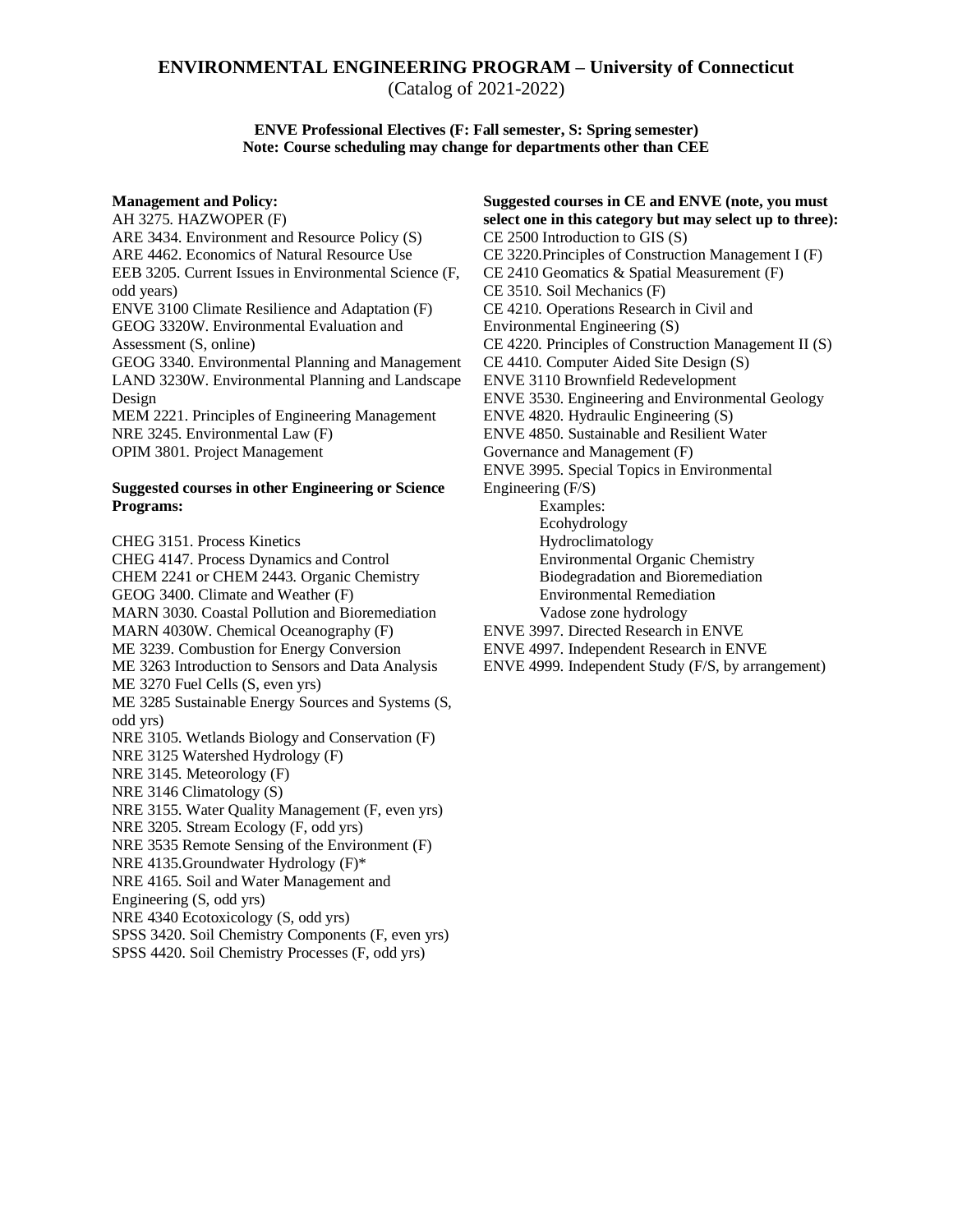## ENVIRONMENTAL ENGINEERING PROGRAM – University of Connecticut

(Catalog of 2021-2022)

**ENVE Professional Electives (F: Fall semester, S: Spring semester)**
**Note: Course scheduling may change for departments other than CEE**

**Management and Policy:**

AH 3275. HAZWOPER (F)
ARE 3434. Environment and Resource Policy (S)
ARE 4462. Economics of Natural Resource Use
EEB 3205. Current Issues in Environmental Science (F, odd years)
ENVE 3100 Climate Resilience and Adaptation (F)
GEOG 3320W. Environmental Evaluation and Assessment (S, online)
GEOG 3340. Environmental Planning and Management
LAND 3230W. Environmental Planning and Landscape Design
MEM 2221. Principles of Engineering Management
NRE 3245. Environmental Law (F)
OPIM 3801. Project Management

**Suggested courses in other Engineering or Science Programs:**

CHEG 3151. Process Kinetics
CHEG 4147. Process Dynamics and Control
CHEM 2241 or CHEM 2443. Organic Chemistry
GEOG 3400. Climate and Weather (F)
MARN 3030. Coastal Pollution and Bioremediation
MARN 4030W. Chemical Oceanography (F)
ME 3239. Combustion for Energy Conversion
ME 3263 Introduction to Sensors and Data Analysis
ME 3270 Fuel Cells (S, even yrs)
ME 3285 Sustainable Energy Sources and Systems (S, odd yrs)
NRE 3105. Wetlands Biology and Conservation (F)
NRE 3125 Watershed Hydrology (F)
NRE 3145. Meteorology (F)
NRE 3146 Climatology (S)
NRE 3155. Water Quality Management (F, even yrs)
NRE 3205. Stream Ecology (F, odd yrs)
NRE 3535 Remote Sensing of the Environment (F)
NRE 4135.Groundwater Hydrology (F)*
NRE 4165. Soil and Water Management and Engineering (S, odd yrs)
NRE 4340 Ecotoxicology (S, odd yrs)
SPSS 3420. Soil Chemistry Components (F, even yrs)
SPSS 4420. Soil Chemistry Processes (F, odd yrs)

**Suggested courses in CE and ENVE (note, you must select one in this category but may select up to three):**

CE 2500 Introduction to GIS (S)
CE 3220.Principles of Construction Management I (F)
CE 2410 Geomatics & Spatial Measurement (F)
CE 3510. Soil Mechanics (F)
CE 4210. Operations Research in Civil and Environmental Engineering (S)
CE 4220. Principles of Construction Management II (S)
CE 4410. Computer Aided Site Design (S)
ENVE 3110 Brownfield Redevelopment
ENVE 3530. Engineering and Environmental Geology
ENVE 4820. Hydraulic Engineering (S)
ENVE 4850. Sustainable and Resilient Water Governance and Management (F)
ENVE 3995. Special Topics in Environmental Engineering (F/S)

- Examples:
- Ecohydrology
- Hydroclimatology
- Environmental Organic Chemistry
- Biodegradation and Bioremediation
- Environmental Remediation
- Vadose zone hydrology

ENVE 3997. Directed Research in ENVE
ENVE 4997. Independent Research in ENVE
ENVE 4999. Independent Study (F/S, by arrangement)